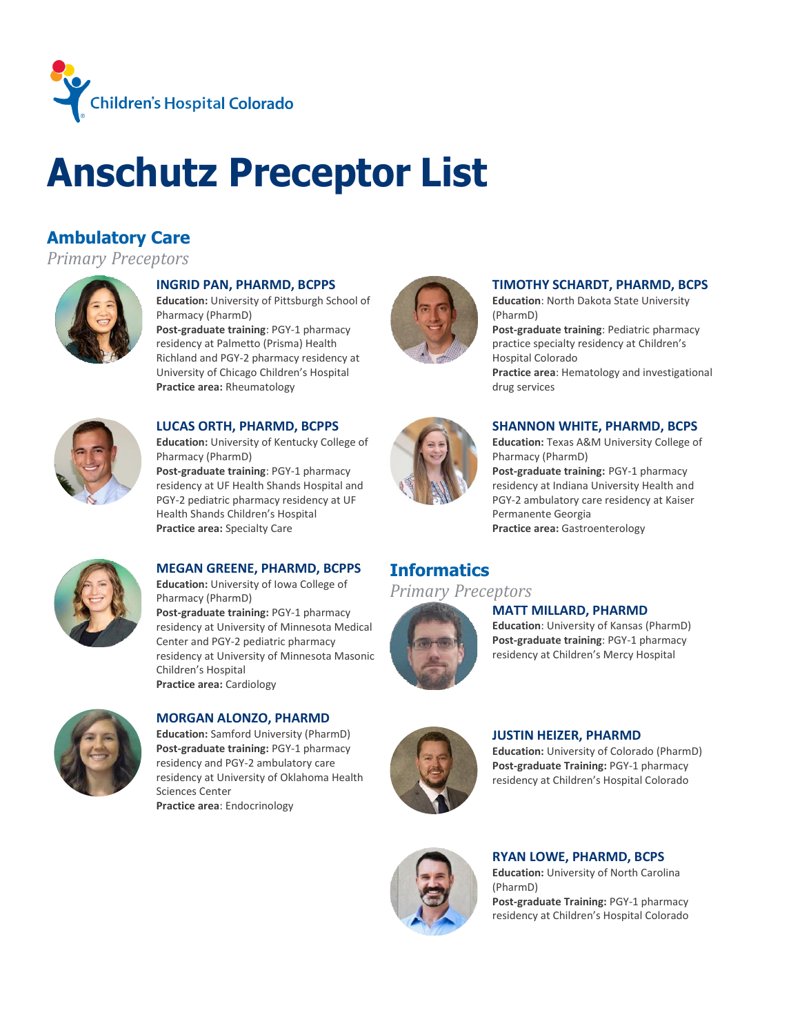Children's Hospital Colorado

# Anschutz Preceptor List

## Ambulatory Care

*Primary Preceptors*

### INGRID PAN, PHARMD, BCPPS

**Education:** University of Pittsburgh School of Pharmacy (PharmD)
**Post-graduate training**: PGY-1 pharmacy residency at Palmetto (Prisma) Health Richland and PGY-2 pharmacy residency at University of Chicago Children's Hospital
**Practice area:** Rheumatology

### TIMOTHY SCHARDT, PHARMD, BCPS

**Education**: North Dakota State University (PharmD)
**Post-graduate training**: Pediatric pharmacy practice specialty residency at Children's Hospital Colorado
**Practice area**: Hematology and investigational drug services

### LUCAS ORTH, PHARMD, BCPPS

**Education:** University of Kentucky College of Pharmacy (PharmD)
**Post-graduate training**: PGY-1 pharmacy residency at UF Health Shands Hospital and PGY-2 pediatric pharmacy residency at UF Health Shands Children's Hospital
**Practice area:** Specialty Care

### SHANNON WHITE, PHARMD, BCPS

**Education:** Texas A&M University College of Pharmacy (PharmD)
**Post-graduate training:** PGY-1 pharmacy residency at Indiana University Health and PGY-2 ambulatory care residency at Kaiser Permanente Georgia
**Practice area:** Gastroenterology

### MEGAN GREENE, PHARMD, BCPPS

**Education:** University of Iowa College of Pharmacy (PharmD)
**Post-graduate training:** PGY-1 pharmacy residency at University of Minnesota Medical Center and PGY-2 pediatric pharmacy residency at University of Minnesota Masonic Children's Hospital
**Practice area:** Cardiology

### MORGAN ALONZO, PHARMD

**Education:** Samford University (PharmD)
**Post-graduate training:** PGY-1 pharmacy residency and PGY-2 ambulatory care residency at University of Oklahoma Health Sciences Center
**Practice area**: Endocrinology

## Informatics

*Primary Preceptors*

### MATT MILLARD, PHARMD

**Education**: University of Kansas (PharmD)
**Post-graduate training**: PGY-1 pharmacy residency at Children's Mercy Hospital

### JUSTIN HEIZER, PHARMD

**Education:** University of Colorado (PharmD)
**Post-graduate Training:** PGY-1 pharmacy residency at Children's Hospital Colorado

### RYAN LOWE, PHARMD, BCPS

**Education:** University of North Carolina (PharmD)
**Post-graduate Training:** PGY-1 pharmacy residency at Children's Hospital Colorado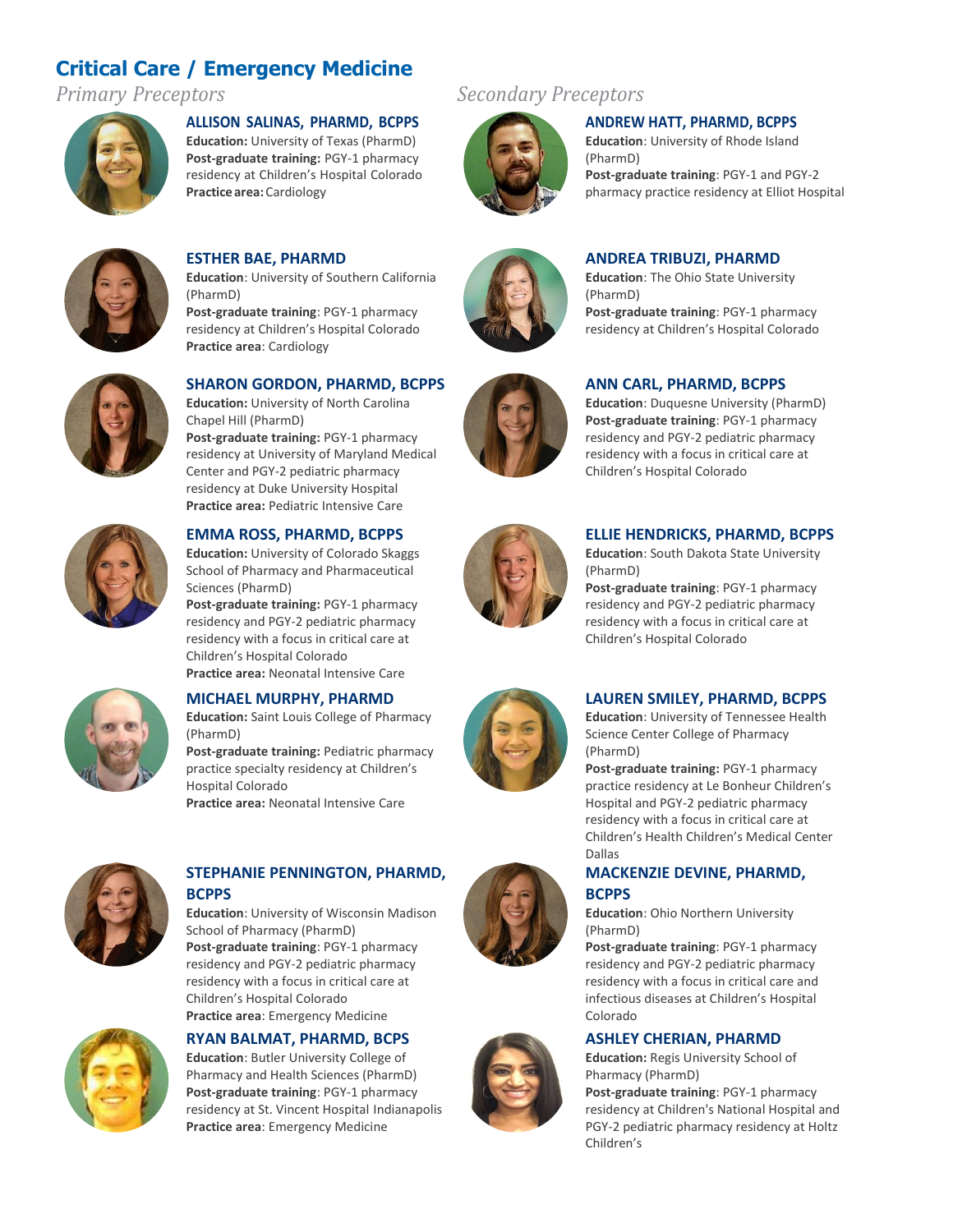# Critical Care / Emergency Medicine

## *Primary Preceptors*

### ALLISON SALINAS, PHARMD, BCPPS

**Education:** University of Texas (PharmD)
**Post-graduate training:** PGY-1 pharmacy residency at Children's Hospital Colorado
**Practice area:** Cardiology

### ESTHER BAE, PHARMD

**Education**: University of Southern California (PharmD)
**Post-graduate training**: PGY-1 pharmacy residency at Children's Hospital Colorado
**Practice area**: Cardiology

### SHARON GORDON, PHARMD, BCPPS

**Education:** University of North Carolina Chapel Hill (PharmD)
**Post-graduate training:** PGY-1 pharmacy residency at University of Maryland Medical Center and PGY-2 pediatric pharmacy residency at Duke University Hospital
**Practice area:** Pediatric Intensive Care

### EMMA ROSS, PHARMD, BCPPS

**Education:** University of Colorado Skaggs School of Pharmacy and Pharmaceutical Sciences (PharmD)
**Post-graduate training:** PGY-1 pharmacy residency and PGY-2 pediatric pharmacy residency with a focus in critical care at Children's Hospital Colorado
**Practice area:** Neonatal Intensive Care

### MICHAEL MURPHY, PHARMD

**Education:** Saint Louis College of Pharmacy (PharmD)
**Post-graduate training:** Pediatric pharmacy practice specialty residency at Children's Hospital Colorado
**Practice area:** Neonatal Intensive Care

### STEPHANIE PENNINGTON, PHARMD, BCPPS

**Education**: University of Wisconsin Madison School of Pharmacy (PharmD)
**Post-graduate training**: PGY-1 pharmacy residency and PGY-2 pediatric pharmacy residency with a focus in critical care at Children's Hospital Colorado
**Practice area**: Emergency Medicine

### RYAN BALMAT, PHARMD, BCPS

**Education**: Butler University College of Pharmacy and Health Sciences (PharmD)
**Post-graduate training**: PGY-1 pharmacy residency at St. Vincent Hospital Indianapolis
**Practice area**: Emergency Medicine

## *Secondary Preceptors*

### ANDREW HATT, PHARMD, BCPPS

**Education**: University of Rhode Island (PharmD)
**Post-graduate training**: PGY-1 and PGY-2 pharmacy practice residency at Elliot Hospital

### ANDREA TRIBUZI, PHARMD

**Education**: The Ohio State University (PharmD)
**Post-graduate training**: PGY-1 pharmacy residency at Children's Hospital Colorado

### ANN CARL, PHARMD, BCPPS

**Education**: Duquesne University (PharmD)
**Post-graduate training**: PGY-1 pharmacy residency and PGY-2 pediatric pharmacy residency with a focus in critical care at Children's Hospital Colorado

### ELLIE HENDRICKS, PHARMD, BCPPS

**Education**: South Dakota State University (PharmD)
**Post-graduate training**: PGY-1 pharmacy residency and PGY-2 pediatric pharmacy residency with a focus in critical care at Children's Hospital Colorado

### LAUREN SMILEY, PHARMD, BCPPS

**Education**: University of Tennessee Health Science Center College of Pharmacy (PharmD)
**Post-graduate training:** PGY-1 pharmacy practice residency at Le Bonheur Children's Hospital and PGY-2 pediatric pharmacy residency with a focus in critical care at Children's Health Children's Medical Center Dallas

### MACKENZIE DEVINE, PHARMD, BCPPS

**Education**: Ohio Northern University (PharmD)
**Post-graduate training**: PGY-1 pharmacy residency and PGY-2 pediatric pharmacy residency with a focus in critical care and infectious diseases at Children's Hospital Colorado

### ASHLEY CHERIAN, PHARMD

**Education:** Regis University School of Pharmacy (PharmD)
**Post-graduate training**: PGY-1 pharmacy residency at Children's National Hospital and PGY-2 pediatric pharmacy residency at Holtz Children's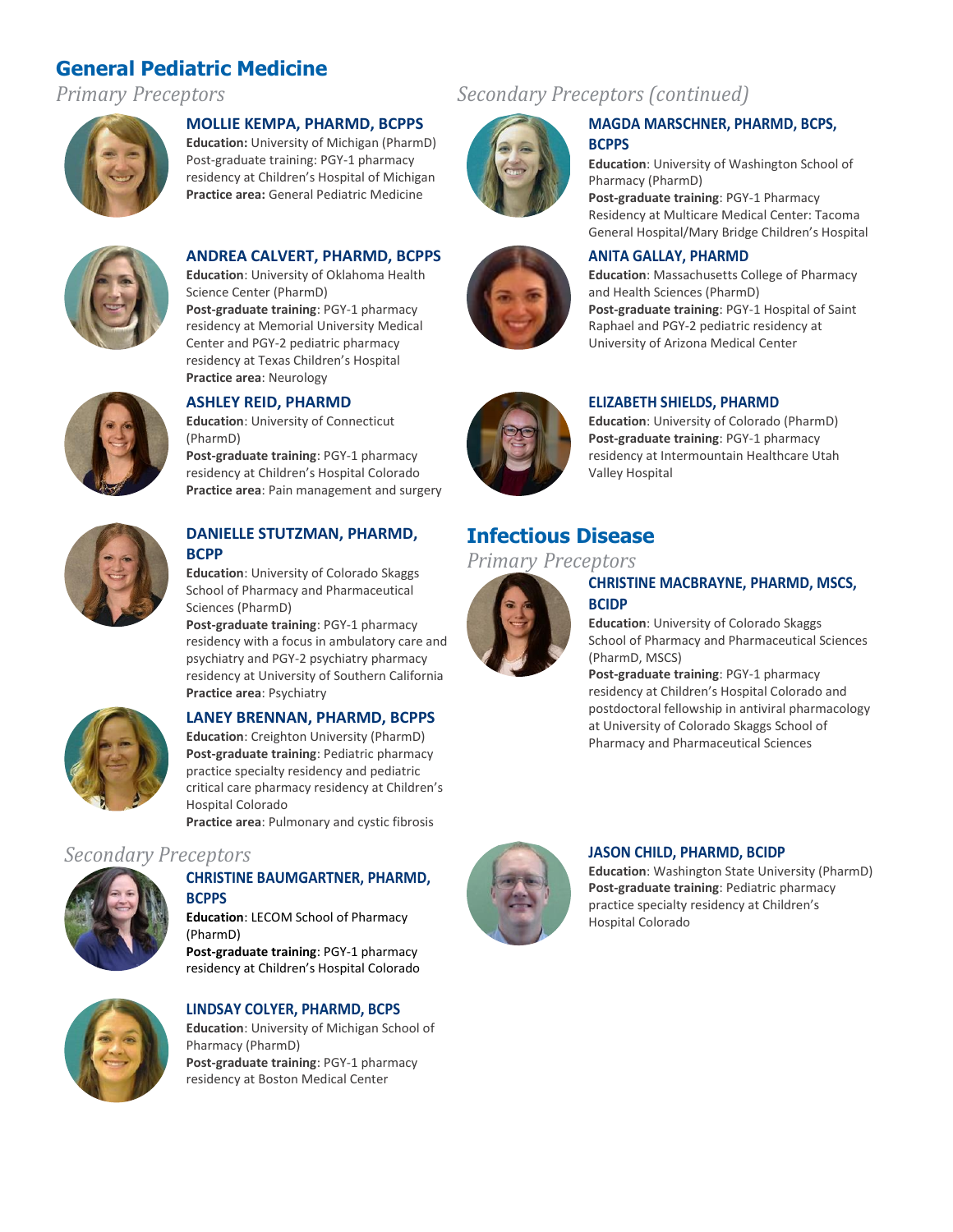## General Pediatric Medicine

### *Primary Preceptors*

#### MOLLIE KEMPA, PHARMD, BCPPS

**Education:** University of Michigan (PharmD)
Post-graduate training: PGY-1 pharmacy residency at Children's Hospital of Michigan
**Practice area:** General Pediatric Medicine

#### ANDREA CALVERT, PHARMD, BCPPS

**Education**: University of Oklahoma Health Science Center (PharmD)
**Post-graduate training**: PGY-1 pharmacy residency at Memorial University Medical Center and PGY-2 pediatric pharmacy residency at Texas Children's Hospital
**Practice area**: Neurology

#### ASHLEY REID, PHARMD

**Education**: University of Connecticut (PharmD)
**Post-graduate training**: PGY-1 pharmacy residency at Children's Hospital Colorado
**Practice area**: Pain management and surgery

#### DANIELLE STUTZMAN, PHARMD, BCPP

**Education**: University of Colorado Skaggs School of Pharmacy and Pharmaceutical Sciences (PharmD)
**Post-graduate training**: PGY-1 pharmacy residency with a focus in ambulatory care and psychiatry and PGY-2 psychiatry pharmacy residency at University of Southern California
**Practice area**: Psychiatry

#### LANEY BRENNAN, PHARMD, BCPPS

**Education**: Creighton University (PharmD)
**Post-graduate training**: Pediatric pharmacy practice specialty residency and pediatric critical care pharmacy residency at Children's Hospital Colorado
**Practice area**: Pulmonary and cystic fibrosis

### *Secondary Preceptors*

#### CHRISTINE BAUMGARTNER, PHARMD, BCPPS

**Education**: LECOM School of Pharmacy (PharmD)
**Post-graduate training**: PGY-1 pharmacy residency at Children's Hospital Colorado

#### LINDSAY COLYER, PHARMD, BCPS

**Education**: University of Michigan School of Pharmacy (PharmD)
**Post-graduate training**: PGY-1 pharmacy residency at Boston Medical Center

### *Secondary Preceptors (continued)*

#### MAGDA MARSCHNER, PHARMD, BCPS, BCPPS

**Education**: University of Washington School of Pharmacy (PharmD)
**Post-graduate training**: PGY-1 Pharmacy Residency at Multicare Medical Center: Tacoma General Hospital/Mary Bridge Children's Hospital

#### ANITA GALLAY, PHARMD

**Education**: Massachusetts College of Pharmacy and Health Sciences (PharmD)
**Post-graduate training**: PGY-1 Hospital of Saint Raphael and PGY-2 pediatric residency at University of Arizona Medical Center

#### ELIZABETH SHIELDS, PHARMD

**Education**: University of Colorado (PharmD)
**Post-graduate training**: PGY-1 pharmacy residency at Intermountain Healthcare Utah Valley Hospital

## Infectious Disease

### *Primary Preceptors*

#### CHRISTINE MACBRAYNE, PHARMD, MSCS, BCIDP

**Education**: University of Colorado Skaggs School of Pharmacy and Pharmaceutical Sciences (PharmD, MSCS)
**Post-graduate training**: PGY-1 pharmacy residency at Children's Hospital Colorado and postdoctoral fellowship in antiviral pharmacology at University of Colorado Skaggs School of Pharmacy and Pharmaceutical Sciences

#### JASON CHILD, PHARMD, BCIDP

**Education**: Washington State University (PharmD)
**Post-graduate training**: Pediatric pharmacy practice specialty residency at Children's Hospital Colorado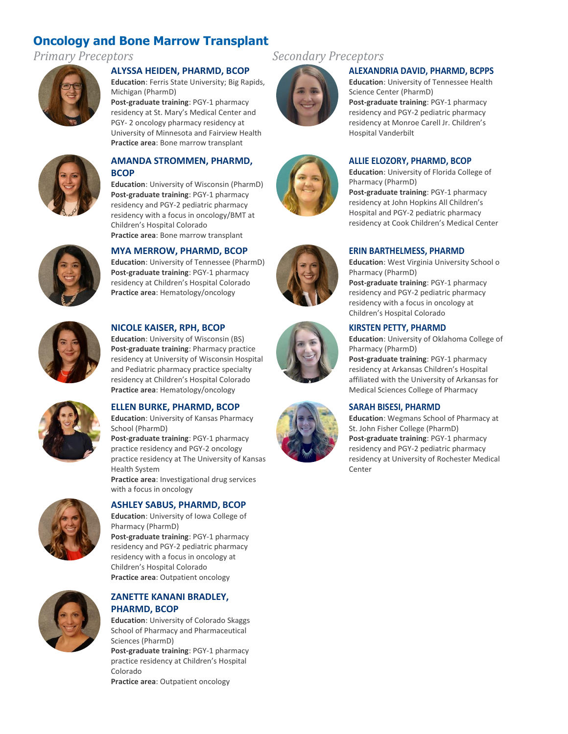## Oncology and Bone Marrow Transplant

### *Primary Preceptors*

#### ALYSSA HEIDEN, PHARMD, BCOP

**Education**: Ferris State University; Big Rapids, Michigan (PharmD)
**Post-graduate training**: PGY-1 pharmacy residency at St. Mary's Medical Center and PGY- 2 oncology pharmacy residency at University of Minnesota and Fairview Health
**Practice area**: Bone marrow transplant

#### AMANDA STROMMEN, PHARMD, BCOP

**Education**: University of Wisconsin (PharmD)
**Post-graduate training**: PGY-1 pharmacy residency and PGY-2 pediatric pharmacy residency with a focus in oncology/BMT at Children's Hospital Colorado
**Practice area**: Bone marrow transplant

#### MYA MERROW, PHARMD, BCOP

**Education**: University of Tennessee (PharmD)
**Post-graduate training**: PGY-1 pharmacy residency at Children's Hospital Colorado
**Practice area**: Hematology/oncology

#### NICOLE KAISER, RPH, BCOP

**Education**: University of Wisconsin (BS)
**Post-graduate training**: Pharmacy practice residency at University of Wisconsin Hospital and Pediatric pharmacy practice specialty residency at Children's Hospital Colorado
**Practice area**: Hematology/oncology

#### ELLEN BURKE, PHARMD, BCOP

**Education**: University of Kansas Pharmacy School (PharmD)
**Post-graduate training**: PGY-1 pharmacy practice residency and PGY-2 oncology practice residency at The University of Kansas Health System
**Practice area**: Investigational drug services with a focus in oncology

#### ASHLEY SABUS, PHARMD, BCOP

**Education**: University of Iowa College of Pharmacy (PharmD)
**Post-graduate training**: PGY-1 pharmacy residency and PGY-2 pediatric pharmacy residency with a focus in oncology at Children's Hospital Colorado
**Practice area**: Outpatient oncology

#### ZANETTE KANANI BRADLEY, PHARMD, BCOP

**Education**: University of Colorado Skaggs School of Pharmacy and Pharmaceutical Sciences (PharmD)
**Post-graduate training**: PGY-1 pharmacy practice residency at Children's Hospital Colorado
**Practice area**: Outpatient oncology

### *Secondary Preceptors*

#### ALEXANDRIA DAVID, PHARMD, BCPPS

**Education**: University of Tennessee Health Science Center (PharmD)
**Post-graduate training**: PGY-1 pharmacy residency and PGY-2 pediatric pharmacy residency at Monroe Carell Jr. Children's Hospital Vanderbilt

#### ALLIE ELOZORY, PHARMD, BCOP

**Education**: University of Florida College of Pharmacy (PharmD)
**Post-graduate training**: PGY-1 pharmacy residency at John Hopkins All Children's Hospital and PGY-2 pediatric pharmacy residency at Cook Children's Medical Center

#### ERIN BARTHELMESS, PHARMD

**Education**: West Virginia University School o Pharmacy (PharmD)
**Post-graduate training**: PGY-1 pharmacy residency and PGY-2 pediatric pharmacy residency with a focus in oncology at Children's Hospital Colorado

#### KIRSTEN PETTY, PHARMD

**Education**: University of Oklahoma College of Pharmacy (PharmD)
**Post-graduate training**: PGY-1 pharmacy residency at Arkansas Children's Hospital affiliated with the University of Arkansas for Medical Sciences College of Pharmacy

#### SARAH BISESI, PHARMD

**Education**: Wegmans School of Pharmacy at St. John Fisher College (PharmD)
**Post-graduate training**: PGY-1 pharmacy residency and PGY-2 pediatric pharmacy residency at University of Rochester Medical Center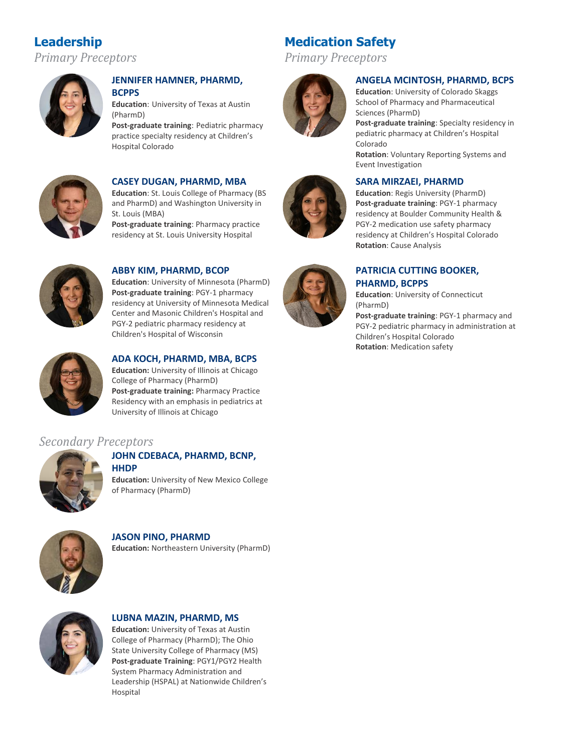## Leadership

*Primary Preceptors*

### JENNIFER HAMNER, PHARMD, BCPPS

**Education**: University of Texas at Austin (PharmD)
**Post-graduate training**: Pediatric pharmacy practice specialty residency at Children's Hospital Colorado

### CASEY DUGAN, PHARMD, MBA

**Education**: St. Louis College of Pharmacy (BS and PharmD) and Washington University in St. Louis (MBA)
**Post-graduate training**: Pharmacy practice residency at St. Louis University Hospital

### ABBY KIM, PHARMD, BCOP

**Education**: University of Minnesota (PharmD)
**Post-graduate training**: PGY-1 pharmacy residency at University of Minnesota Medical Center and Masonic Children's Hospital and PGY-2 pediatric pharmacy residency at Children's Hospital of Wisconsin

### ADA KOCH, PHARMD, MBA, BCPS

**Education:** University of Illinois at Chicago College of Pharmacy (PharmD)
**Post-graduate training:** Pharmacy Practice Residency with an emphasis in pediatrics at University of Illinois at Chicago

*Secondary Preceptors*

### JOHN CDEBACA, PHARMD, BCNP, HHDP

**Education:** University of New Mexico College of Pharmacy (PharmD)

### JASON PINO, PHARMD

**Education:** Northeastern University (PharmD)

### LUBNA MAZIN, PHARMD, MS

**Education:** University of Texas at Austin College of Pharmacy (PharmD); The Ohio State University College of Pharmacy (MS)
**Post-graduate Training**: PGY1/PGY2 Health System Pharmacy Administration and Leadership (HSPAL) at Nationwide Children's Hospital

## Medication Safety

*Primary Preceptors*

### ANGELA MCINTOSH, PHARMD, BCPS

**Education**: University of Colorado Skaggs School of Pharmacy and Pharmaceutical Sciences (PharmD)
**Post-graduate training**: Specialty residency in pediatric pharmacy at Children's Hospital Colorado
**Rotation**: Voluntary Reporting Systems and Event Investigation

### SARA MIRZAEI, PHARMD

**Education**: Regis University (PharmD)
**Post-graduate training**: PGY-1 pharmacy residency at Boulder Community Health & PGY-2 medication use safety pharmacy residency at Children's Hospital Colorado
**Rotation**: Cause Analysis

### PATRICIA CUTTING BOOKER, PHARMD, BCPPS

**Education**: University of Connecticut (PharmD)
**Post-graduate training**: PGY-1 pharmacy and PGY-2 pediatric pharmacy in administration at Children's Hospital Colorado
**Rotation**: Medication safety